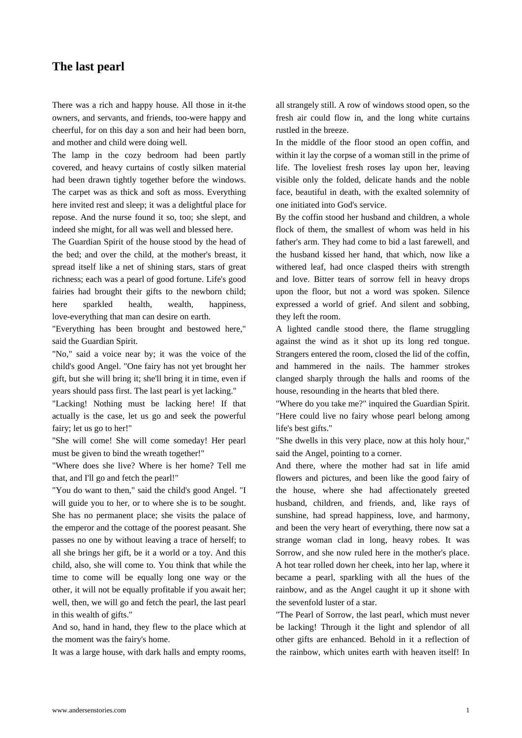# The last pearl

There was a rich and happy house. All those in it-the owners, and servants, and friends, too-were happy and cheerful, for on this day a son and heir had been born, and mother and child were doing well.

The lamp in the cozy bedroom had been partly covered, and heavy curtains of costly silken material had been drawn tightly together before the windows. The carpet was as thick and soft as moss. Everything here invited rest and sleep; it was a delightful place for repose. And the nurse found it so, too; she slept, and indeed she might, for all was well and blessed here.

The Guardian Spirit of the house stood by the head of the bed; and over the child, at the mother's breast, it spread itself like a net of shining stars, stars of great richness; each was a pearl of good fortune. Life's good fairies had brought their gifts to the newborn child; here sparkled health, wealth, happiness, love-everything that man can desire on earth.

"Everything has been brought and bestowed here," said the Guardian Spirit.

"No," said a voice near by; it was the voice of the child's good Angel. "One fairy has not yet brought her gift, but she will bring it; she'll bring it in time, even if years should pass first. The last pearl is yet lacking."

"Lacking! Nothing must be lacking here! If that actually is the case, let us go and seek the powerful fairy; let us go to her!"

"She will come! She will come someday! Her pearl must be given to bind the wreath together!"

"Where does she live? Where is her home? Tell me that, and I'll go and fetch the pearl!"

"You do want to then," said the child's good Angel. "I will guide you to her, or to where she is to be sought. She has no permanent place; she visits the palace of the emperor and the cottage of the poorest peasant. She passes no one by without leaving a trace of herself; to all she brings her gift, be it a world or a toy. And this child, also, she will come to. You think that while the time to come will be equally long one way or the other, it will not be equally profitable if you await her; well, then, we will go and fetch the pearl, the last pearl in this wealth of gifts."

And so, hand in hand, they flew to the place which at the moment was the fairy's home.

It was a large house, with dark halls and empty rooms, all strangely still. A row of windows stood open, so the fresh air could flow in, and the long white curtains rustled in the breeze.

In the middle of the floor stood an open coffin, and within it lay the corpse of a woman still in the prime of life. The loveliest fresh roses lay upon her, leaving visible only the folded, delicate hands and the noble face, beautiful in death, with the exalted solemnity of one initiated into God's service.

By the coffin stood her husband and children, a whole flock of them, the smallest of whom was held in his father's arm. They had come to bid a last farewell, and the husband kissed her hand, that which, now like a withered leaf, had once clasped theirs with strength and love. Bitter tears of sorrow fell in heavy drops upon the floor, but not a word was spoken. Silence expressed a world of grief. And silent and sobbing, they left the room.

A lighted candle stood there, the flame struggling against the wind as it shot up its long red tongue. Strangers entered the room, closed the lid of the coffin, and hammered in the nails. The hammer strokes clanged sharply through the halls and rooms of the house, resounding in the hearts that bled there.

"Where do you take me?" inquired the Guardian Spirit. "Here could live no fairy whose pearl belong among life's best gifts."

"She dwells in this very place, now at this holy hour," said the Angel, pointing to a corner.

And there, where the mother had sat in life amid flowers and pictures, and been like the good fairy of the house, where she had affectionately greeted husband, children, and friends, and, like rays of sunshine, had spread happiness, love, and harmony, and been the very heart of everything, there now sat a strange woman clad in long, heavy robes. It was Sorrow, and she now ruled here in the mother's place. A hot tear rolled down her cheek, into her lap, where it became a pearl, sparkling with all the hues of the rainbow, and as the Angel caught it up it shone with the sevenfold luster of a star.

"The Pearl of Sorrow, the last pearl, which must never be lacking! Through it the light and splendor of all other gifts are enhanced. Behold in it a reflection of the rainbow, which unites earth with heaven itself! In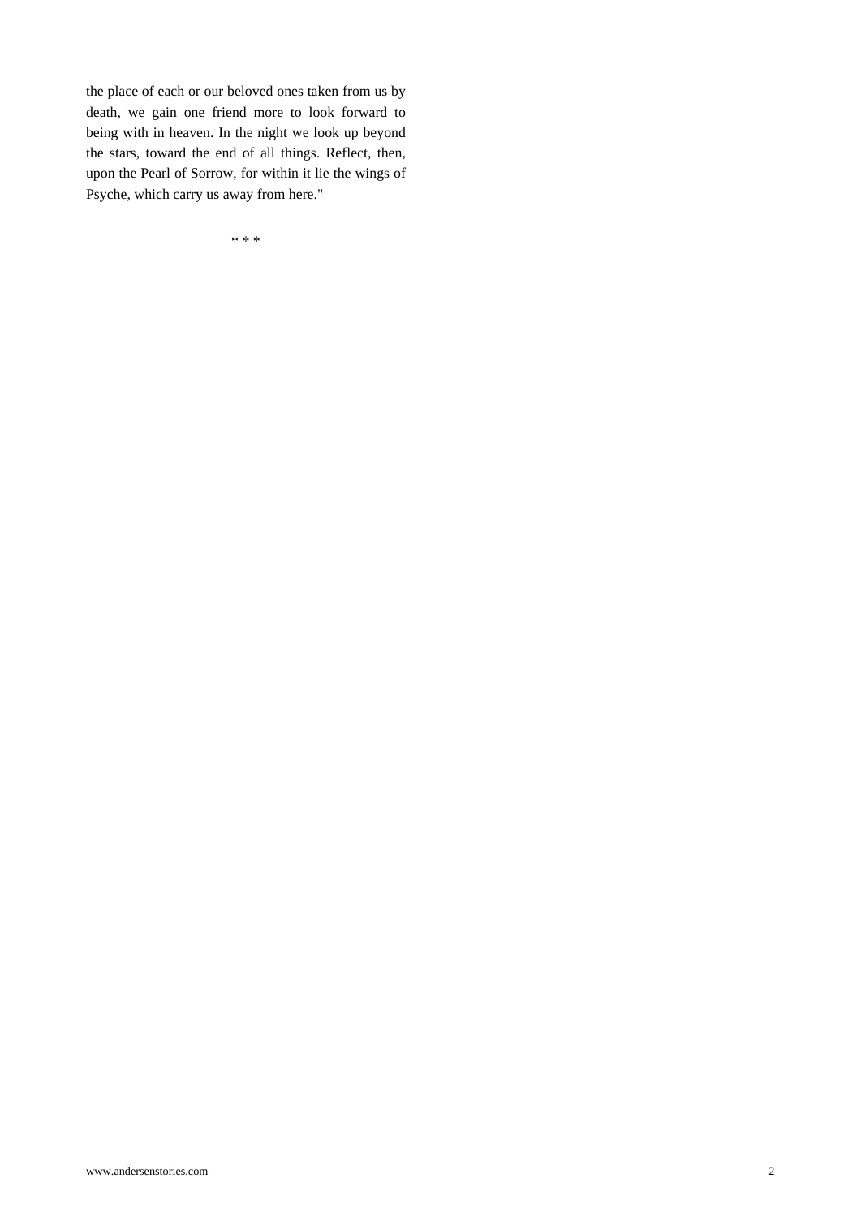the place of each or our beloved ones taken from us by death, we gain one friend more to look forward to being with in heaven. In the night we look up beyond the stars, toward the end of all things. Reflect, then, upon the Pearl of Sorrow, for within it lie the wings of Psyche, which carry us away from here."

* * *